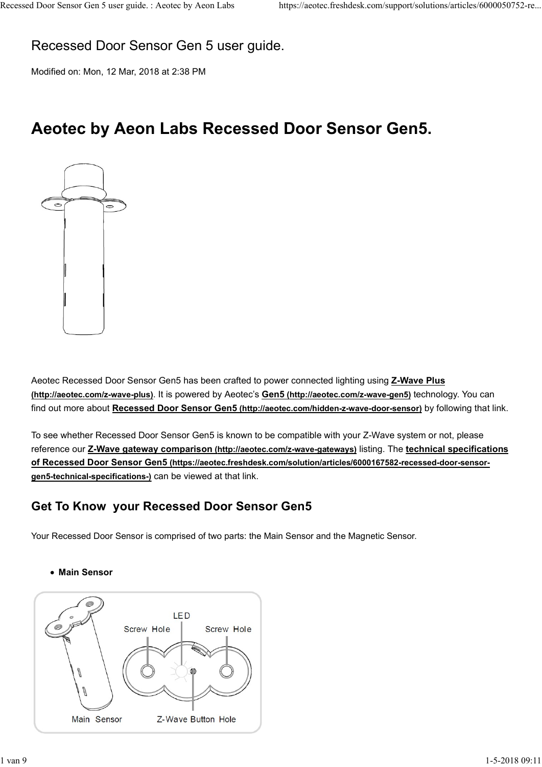# Recessed Door Sensor Gen 5 user guide.

Modified on: Mon, 12 Mar, 2018 at 2:38 PM

## Aeotec by Aeon Labs Recessed Door Sensor Gen5.

Aeotec Recessed Door Sensor Gen5 has been crafted to power connected lighting using **Z-Wave Plus (http://aeotec.com/z-wave-plus)**. It is powered by Aeotec's **Gen5 (http://aeotec.com/z-wave-gen5)** technology. You can find out more about **Recessed Door Sensor Gen5 (http://aeotec.com/hidden-z-wave-door-sensor)** by following that link.

To see whether Recessed Door Sensor Gen5 is known to be compatible with your Z-Wave system or not, please reference our **Z-Wave gateway comparison (http://aeotec.com/z-wave-gateways)** listing. The **technical specifications of Recessed Door Sensor Gen5 (https://aeotec.freshdesk.com/solution/articles/6000167582-recessed-door-sensor-gen5-technical-specifications-)** can be viewed at that link.

### Get To Know your Recessed Door Sensor Gen5

Your Recessed Door Sensor is comprised of two parts: the Main Sensor and the Magnetic Sensor.

- **Main Sensor**

LED

Screw Hole

Screw Hole

Main Sensor

Z-Wave Button Hole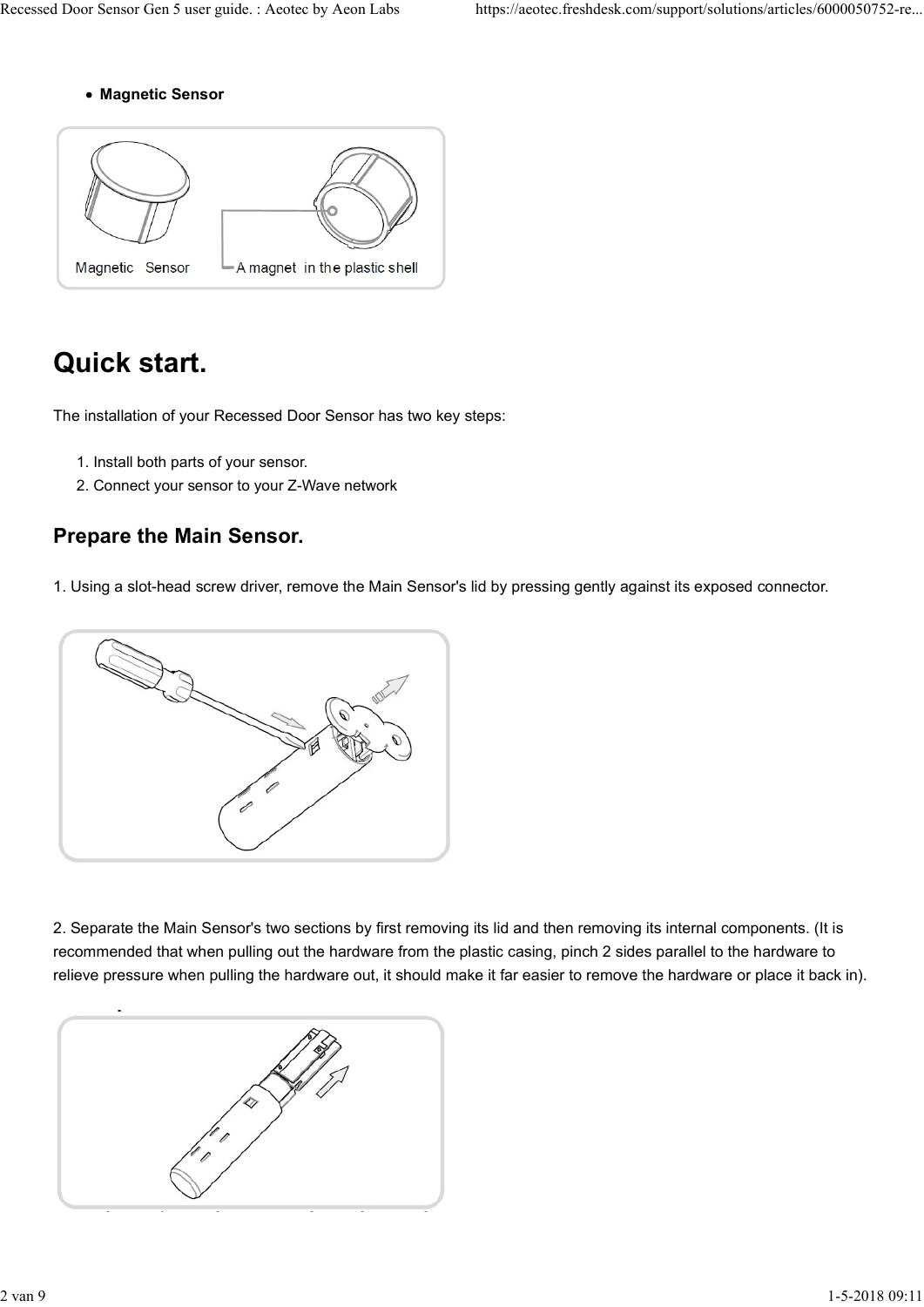- **Magnetic Sensor**

Magnetic Sensor — A magnet in the plastic shell

# Quick start.

The installation of your Recessed Door Sensor has two key steps:

1. Install both parts of your sensor.
2. Connect your sensor to your Z-Wave network

## Prepare the Main Sensor.

1. Using a slot-head screw driver, remove the Main Sensor's lid by pressing gently against its exposed connector.

2. Separate the Main Sensor's two sections by first removing its lid and then removing its internal components. (It is recommended that when pulling out the hardware from the plastic casing, pinch 2 sides parallel to the hardware to relieve pressure when pulling the hardware out, it should make it far easier to remove the hardware or place it back in).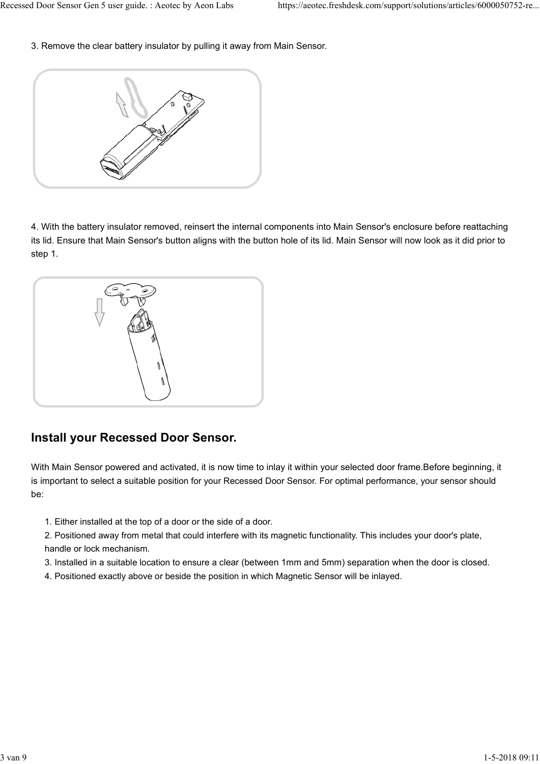3. Remove the clear battery insulator by pulling it away from Main Sensor.

4. With the battery insulator removed, reinsert the internal components into Main Sensor's enclosure before reattaching its lid. Ensure that Main Sensor's button aligns with the button hole of its lid. Main Sensor will now look as it did prior to step 1.

## Install your Recessed Door Sensor.

With Main Sensor powered and activated, it is now time to inlay it within your selected door frame.Before beginning, it is important to select a suitable position for your Recessed Door Sensor. For optimal performance, your sensor should be:

1. Either installed at the top of a door or the side of a door.
2. Positioned away from metal that could interfere with its magnetic functionality. This includes your door's plate, handle or lock mechanism.
3. Installed in a suitable location to ensure a clear (between 1mm and 5mm) separation when the door is closed.
4. Positioned exactly above or beside the position in which Magnetic Sensor will be inlayed.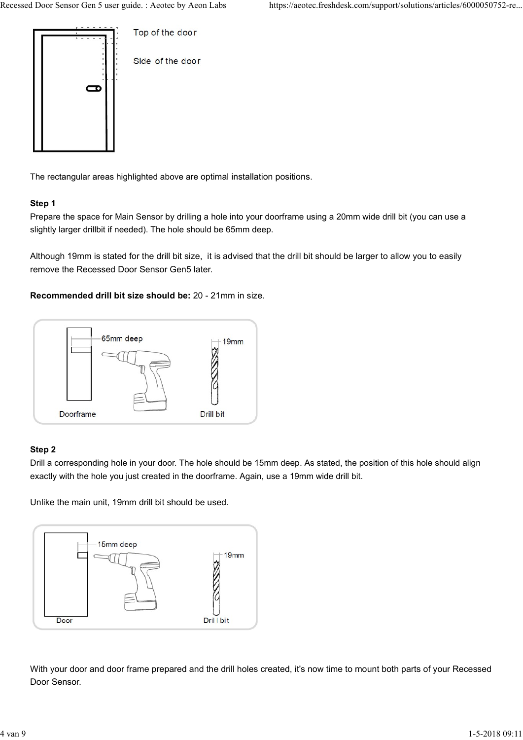The rectangular areas highlighted above are optimal installation positions.

**Step 1**

Prepare the space for Main Sensor by drilling a hole into your doorframe using a 20mm wide drill bit (you can use a slightly larger drillbit if needed). The hole should be 65mm deep.

Although 19mm is stated for the drill bit size,  it is advised that the drill bit should be larger to allow you to easily remove the Recessed Door Sensor Gen5 later.

**Recommended drill bit size should be:** 20 - 21mm in size.

**Step 2**

Drill a corresponding hole in your door. The hole should be 15mm deep. As stated, the position of this hole should align exactly with the hole you just created in the doorframe. Again, use a 19mm wide drill bit.

Unlike the main unit, 19mm drill bit should be used.

With your door and door frame prepared and the drill holes created, it's now time to mount both parts of your Recessed Door Sensor.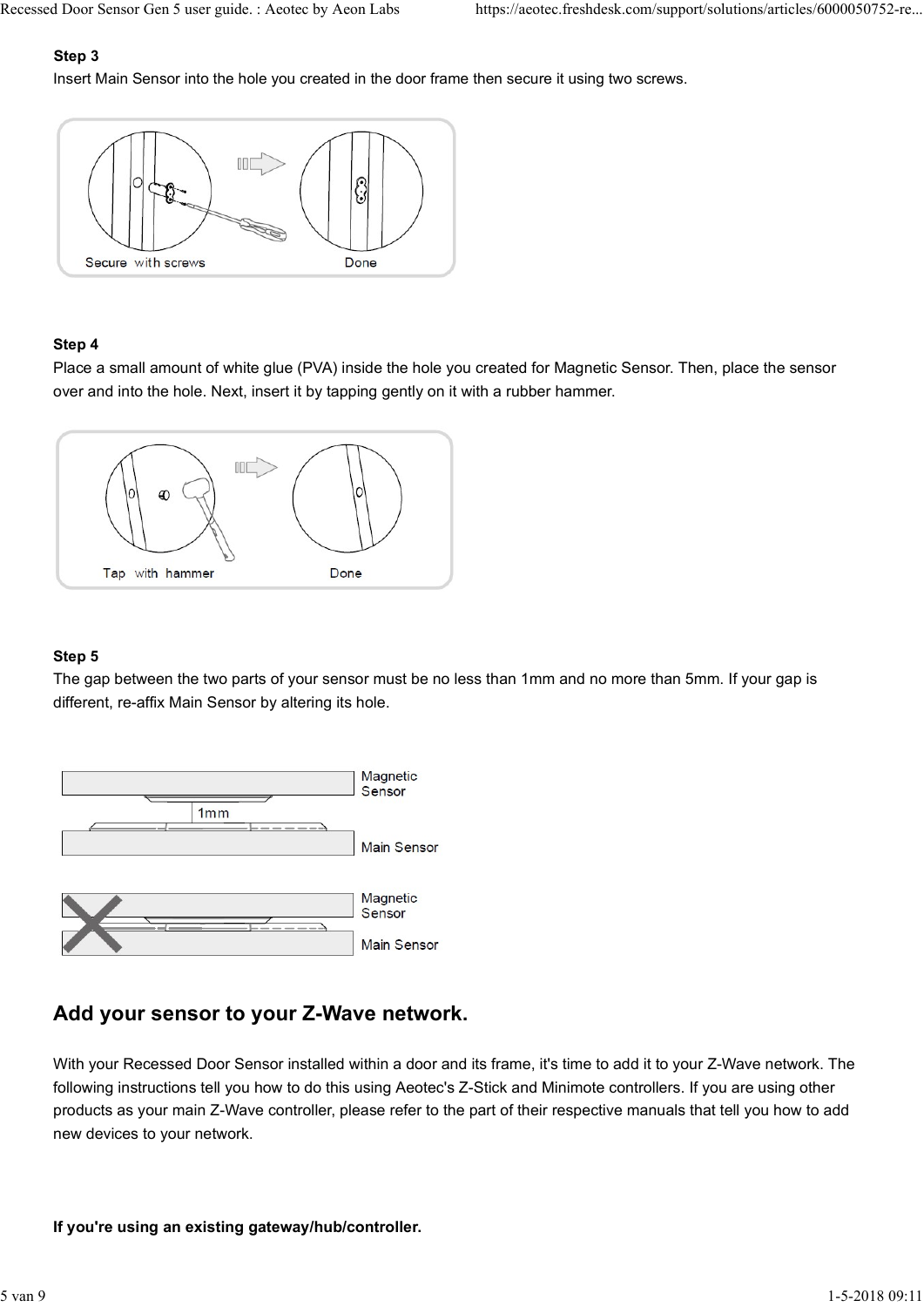**Step 3**

Insert Main Sensor into the hole you created in the door frame then secure it using two screws.

**Step 4**

Place a small amount of white glue (PVA) inside the hole you created for Magnetic Sensor. Then, place the sensor over and into the hole. Next, insert it by tapping gently on it with a rubber hammer.

**Step 5**

The gap between the two parts of your sensor must be no less than 1mm and no more than 5mm. If your gap is different, re-affix Main Sensor by altering its hole.

## Add your sensor to your Z-Wave network.

With your Recessed Door Sensor installed within a door and its frame, it's time to add it to your Z-Wave network. The following instructions tell you how to do this using Aeotec's Z-Stick and Minimote controllers. If you are using other products as your main Z-Wave controller, please refer to the part of their respective manuals that tell you how to add new devices to your network.

**If you're using an existing gateway/hub/controller.**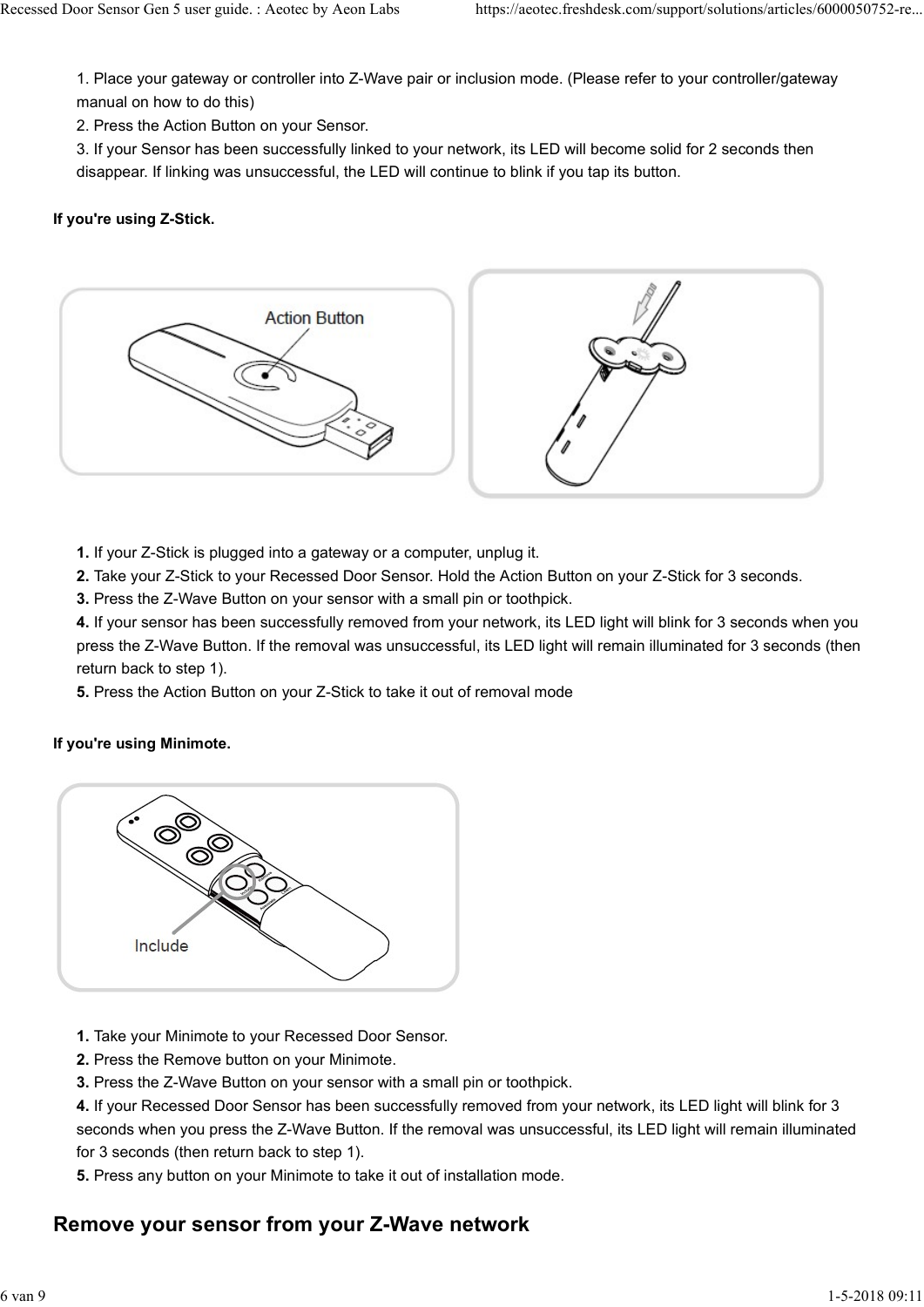1. Place your gateway or controller into Z-Wave pair or inclusion mode. (Please refer to your controller/gateway manual on how to do this)
2. Press the Action Button on your Sensor.
3. If your Sensor has been successfully linked to your network, its LED will become solid for 2 seconds then disappear. If linking was unsuccessful, the LED will continue to blink if you tap its button.

**If you're using Z-Stick.**

**1.** If your Z-Stick is plugged into a gateway or a computer, unplug it.
**2.** Take your Z-Stick to your Recessed Door Sensor. Hold the Action Button on your Z-Stick for 3 seconds.
**3.** Press the Z-Wave Button on your sensor with a small pin or toothpick.
**4.** If your sensor has been successfully removed from your network, its LED light will blink for 3 seconds when you press the Z-Wave Button. If the removal was unsuccessful, its LED light will remain illuminated for 3 seconds (then return back to step 1).
**5.** Press the Action Button on your Z-Stick to take it out of removal mode

**If you're using Minimote.**

**1.** Take your Minimote to your Recessed Door Sensor.
**2.** Press the Remove button on your Minimote.
**3.** Press the Z-Wave Button on your sensor with a small pin or toothpick.
**4.** If your Recessed Door Sensor has been successfully removed from your network, its LED light will blink for 3 seconds when you press the Z-Wave Button. If the removal was unsuccessful, its LED light will remain illuminated for 3 seconds (then return back to step 1).
**5.** Press any button on your Minimote to take it out of installation mode.

## Remove your sensor from your Z-Wave network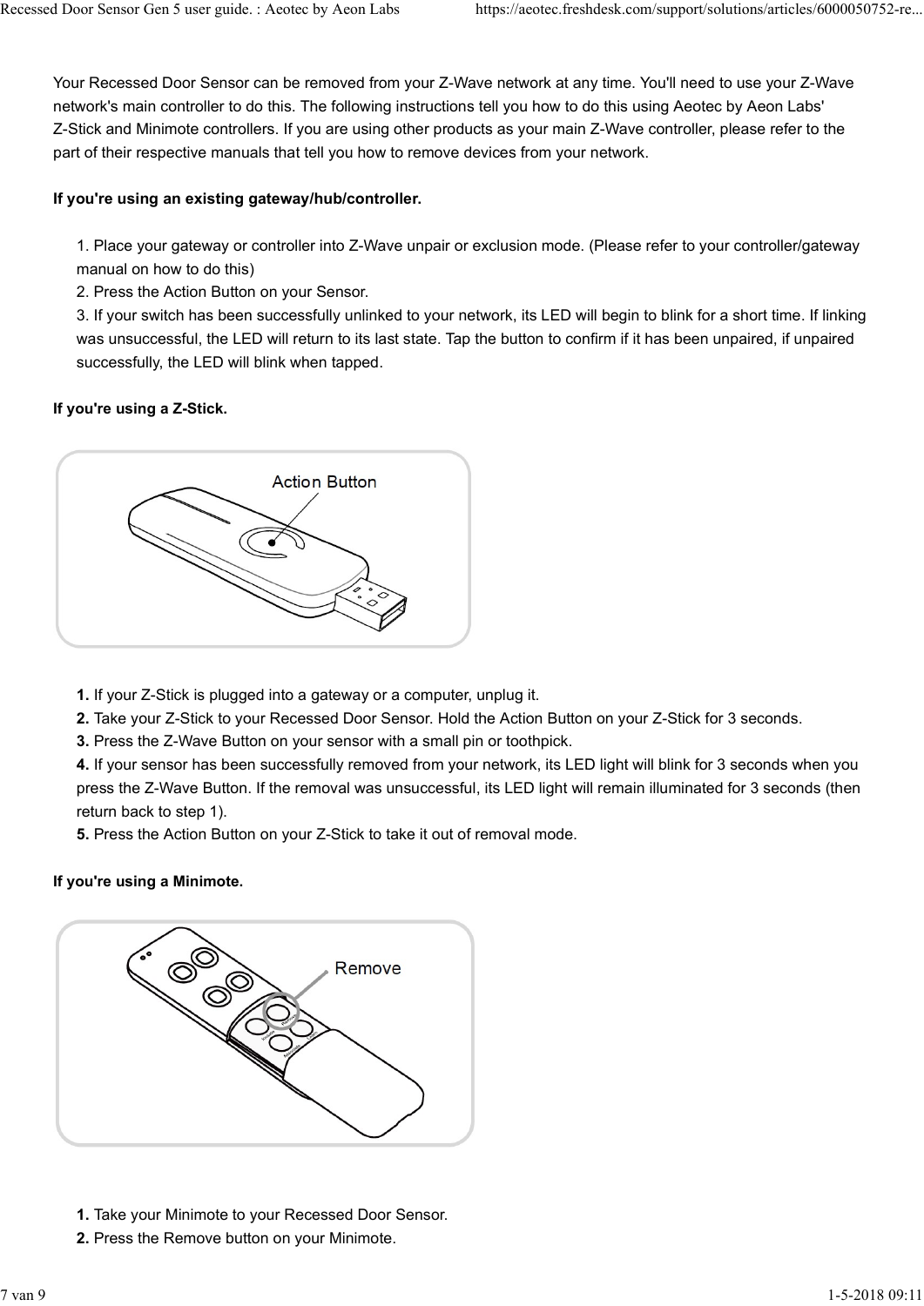Your Recessed Door Sensor can be removed from your Z-Wave network at any time. You'll need to use your Z-Wave network's main controller to do this. The following instructions tell you how to do this using Aeotec by Aeon Labs' Z-Stick and Minimote controllers. If you are using other products as your main Z-Wave controller, please refer to the part of their respective manuals that tell you how to remove devices from your network.

**If you're using an existing gateway/hub/controller.**

1. Place your gateway or controller into Z-Wave unpair or exclusion mode. (Please refer to your controller/gateway manual on how to do this)
2. Press the Action Button on your Sensor.
3. If your switch has been successfully unlinked to your network, its LED will begin to blink for a short time. If linking was unsuccessful, the LED will return to its last state. Tap the button to confirm if it has been unpaired, if unpaired successfully, the LED will blink when tapped.

**If you're using a Z-Stick.**

1. If your Z-Stick is plugged into a gateway or a computer, unplug it.
2. Take your Z-Stick to your Recessed Door Sensor. Hold the Action Button on your Z-Stick for 3 seconds.
3. Press the Z-Wave Button on your sensor with a small pin or toothpick.
4. If your sensor has been successfully removed from your network, its LED light will blink for 3 seconds when you press the Z-Wave Button. If the removal was unsuccessful, its LED light will remain illuminated for 3 seconds (then return back to step 1).
5. Press the Action Button on your Z-Stick to take it out of removal mode.

**If you're using a Minimote.**

1. Take your Minimote to your Recessed Door Sensor.
2. Press the Remove button on your Minimote.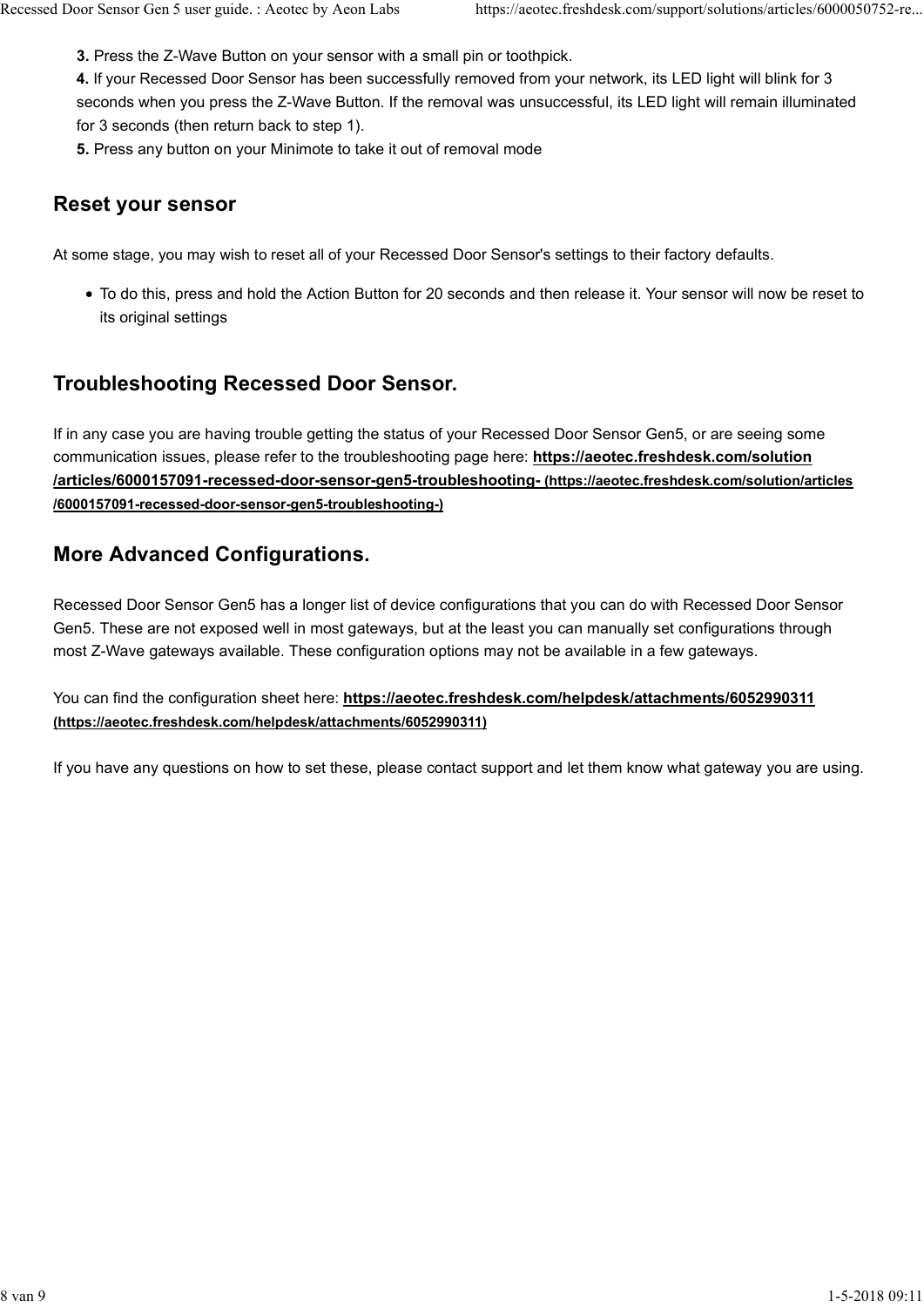3. Press the Z-Wave Button on your sensor with a small pin or toothpick.
4. If your Recessed Door Sensor has been successfully removed from your network, its LED light will blink for 3 seconds when you press the Z-Wave Button. If the removal was unsuccessful, its LED light will remain illuminated for 3 seconds (then return back to step 1).
5. Press any button on your Minimote to take it out of removal mode

## Reset your sensor

At some stage, you may wish to reset all of your Recessed Door Sensor's settings to their factory defaults.

- To do this, press and hold the Action Button for 20 seconds and then release it. Your sensor will now be reset to its original settings

## Troubleshooting Recessed Door Sensor.

If in any case you are having trouble getting the status of your Recessed Door Sensor Gen5, or are seeing some communication issues, please refer to the troubleshooting page here: **https://aeotec.freshdesk.com/solution/articles/6000157091-recessed-door-sensor-gen5-troubleshooting- (https://aeotec.freshdesk.com/solution/articles/6000157091-recessed-door-sensor-gen5-troubleshooting-)**

## More Advanced Configurations.

Recessed Door Sensor Gen5 has a longer list of device configurations that you can do with Recessed Door Sensor Gen5. These are not exposed well in most gateways, but at the least you can manually set configurations through most Z-Wave gateways available. These configuration options may not be available in a few gateways.

You can find the configuration sheet here: **https://aeotec.freshdesk.com/helpdesk/attachments/6052990311 (https://aeotec.freshdesk.com/helpdesk/attachments/6052990311)**

If you have any questions on how to set these, please contact support and let them know what gateway you are using.